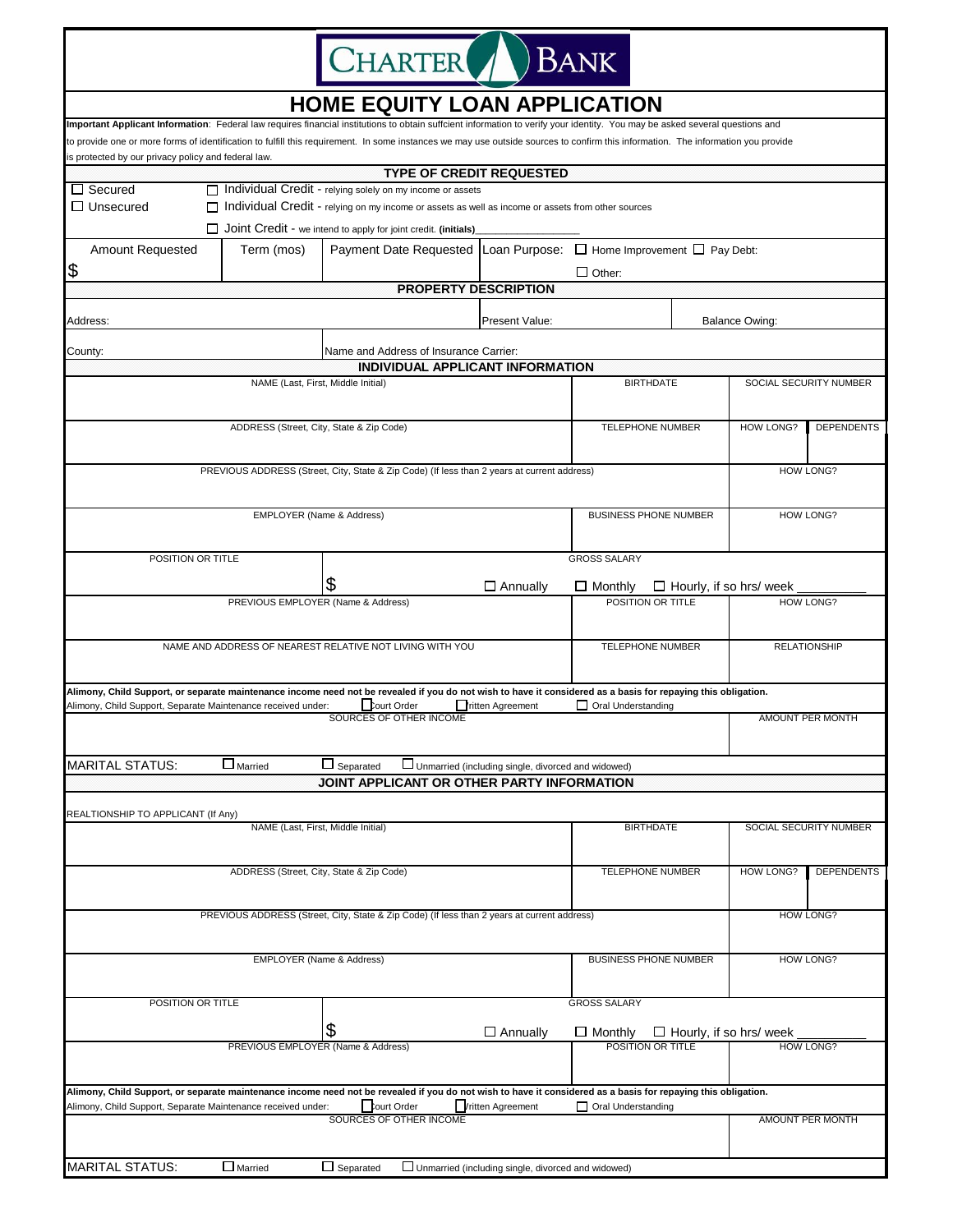CHARTER BANK

# HOME EQUITY LOAN APPLICATION

**Important Applicant Information**: Federal law requires financial institutions to obtain suffcient information to verify your identity. You may be asked several questions and to provide one or more forms of identification to fulfill this requirement. In some instances we may use outside sources to confirm this information. The information you provide is protected by our privacy policy and federal law.

## TYPE OF CREDIT REQUESTED

☐ Secured
☐ Unsecured

☐ Individual Credit - relying solely on my income or assets
☐ Individual Credit - relying on my income or assets as well as income or assets from other sources
☐ Joint Credit - we intend to apply for joint credit. **(initials)**________________

| Amount Requested | Term (mos) | Payment Date Requested | Loan Purpose: ☐ Home Improvement ☐ Pay Debt: |
|---|---|---|---|
| $ | | | ☐ Other: |

## PROPERTY DESCRIPTION

| Address: | Present Value: | Balance Owing: |
|---|---|---|
| County: | Name and Address of Insurance Carrier: | |

## INDIVIDUAL APPLICANT INFORMATION

| NAME (Last, First, Middle Initial) | BIRTHDATE | SOCIAL SECURITY NUMBER | |
|---|---|---|---|
| | | | |
| ADDRESS (Street, City, State & Zip Code) | TELEPHONE NUMBER | HOW LONG? | DEPENDENTS |
| | | | |
| PREVIOUS ADDRESS (Street, City, State & Zip Code) (If less than 2 years at current address) | | HOW LONG? | |
| | | | |
| EMPLOYER (Name & Address) | BUSINESS PHONE NUMBER | HOW LONG? | |
| | | | |

| POSITION OR TITLE | GROSS SALARY |
|---|---|
| | $ ☐ Annually ☐ Monthly ☐ Hourly, if so hrs/ week ________ |

| PREVIOUS EMPLOYER (Name & Address) | POSITION OR TITLE | HOW LONG? |
|---|---|---|
| | | |
| NAME AND ADDRESS OF NEAREST RELATIVE NOT LIVING WITH YOU | TELEPHONE NUMBER | RELATIONSHIP |
| | | |

**Alimony, Child Support, or separate maintenance income need not be revealed if you do not wish to have it considered as a basis for repaying this obligation.**

Alimony, Child Support, Separate Maintenance received under: ☐ Court Order ☐ Written Agreement ☐ Oral Understanding

| SOURCES OF OTHER INCOME | AMOUNT PER MONTH |
|---|---|
| | |

MARITAL STATUS: ☐ Married ☐ Separated ☐ Unmarried (including single, divorced and widowed)

## JOINT APPLICANT OR OTHER PARTY INFORMATION

REALTIONSHIP TO APPLICANT (If Any)

| NAME (Last, First, Middle Initial) | BIRTHDATE | SOCIAL SECURITY NUMBER | |
|---|---|---|---|
| | | | |
| ADDRESS (Street, City, State & Zip Code) | TELEPHONE NUMBER | HOW LONG? | DEPENDENTS |
| | | | |
| PREVIOUS ADDRESS (Street, City, State & Zip Code) (If less than 2 years at current address) | | HOW LONG? | |
| | | | |
| EMPLOYER (Name & Address) | BUSINESS PHONE NUMBER | HOW LONG? | |
| | | | |

| POSITION OR TITLE | GROSS SALARY |
|---|---|
| | $ ☐ Annually ☐ Monthly ☐ Hourly, if so hrs/ week ________ |

| PREVIOUS EMPLOYER (Name & Address) | POSITION OR TITLE | HOW LONG? |
|---|---|---|
| | | |

**Alimony, Child Support, or separate maintenance income need not be revealed if you do not wish to have it considered as a basis for repaying this obligation.**

Alimony, Child Support, Separate Maintenance received under: ☐ Court Order ☐ Written Agreement ☐ Oral Understanding

| SOURCES OF OTHER INCOME | AMOUNT PER MONTH |
|---|---|
| | |

MARITAL STATUS: ☐ Married ☐ Separated ☐ Unmarried (including single, divorced and widowed)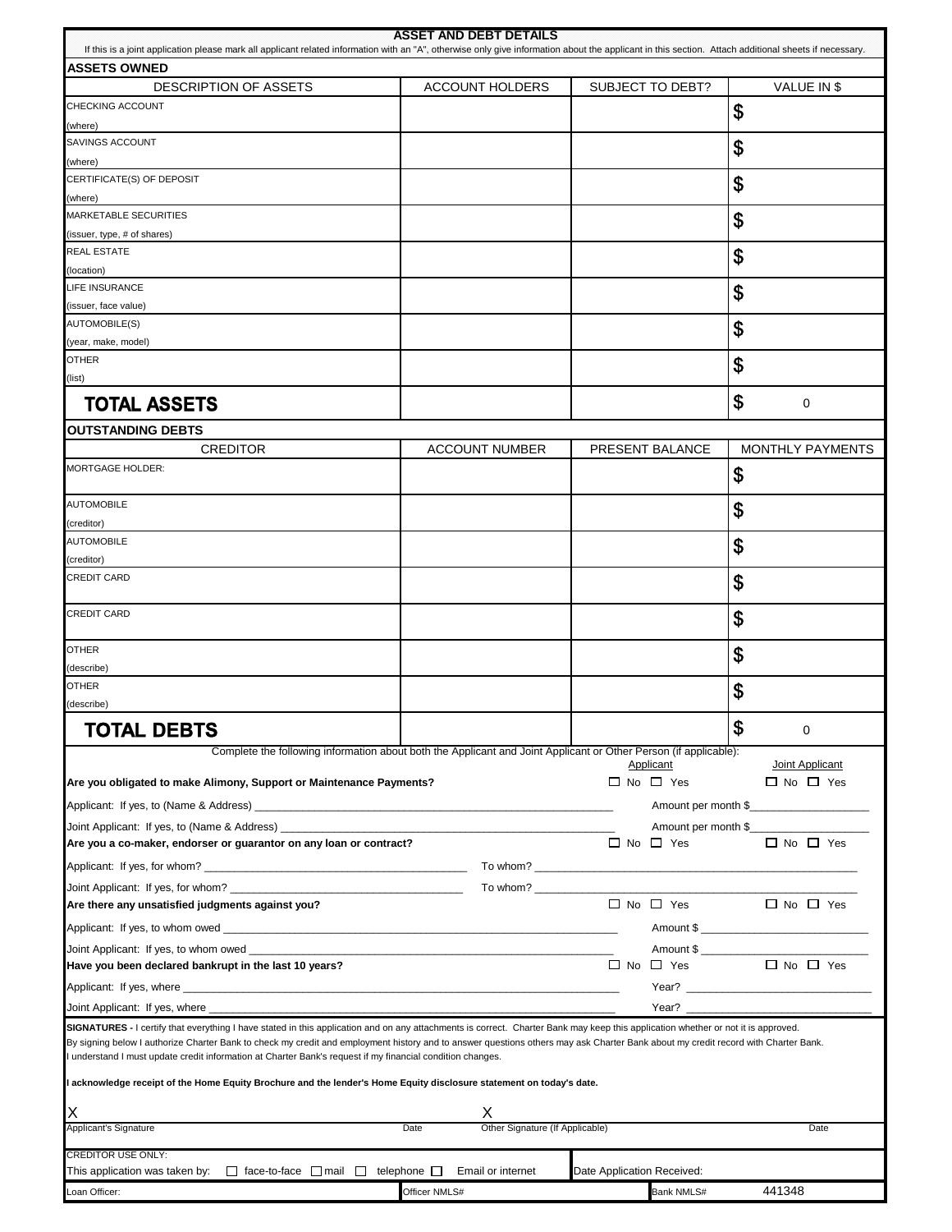## ASSET AND DEBT DETAILS

If this is a joint application please mark all applicant related information with an "A", otherwise only give information about the applicant in this section. Attach additional sheets if necessary.

### ASSETS OWNED

| DESCRIPTION OF ASSETS | ACCOUNT HOLDERS | SUBJECT TO DEBT? | VALUE IN $ |
|---|---|---|---|
| CHECKING ACCOUNT (where) | | | $ |
| SAVINGS ACCOUNT (where) | | | $ |
| CERTIFICATE(S) OF DEPOSIT (where) | | | $ |
| MARKETABLE SECURITIES (issuer, type, # of shares) | | | $ |
| REAL ESTATE (location) | | | $ |
| LIFE INSURANCE (issuer, face value) | | | $ |
| AUTOMOBILE(S) (year, make, model) | | | $ |
| OTHER (list) | | | $ |
| **TOTAL ASSETS** | | | $ 0 |

### OUTSTANDING DEBTS

| CREDITOR | ACCOUNT NUMBER | PRESENT BALANCE | MONTHLY PAYMENTS |
|---|---|---|---|
| MORTGAGE HOLDER: | | | $ |
| AUTOMOBILE (creditor) | | | $ |
| AUTOMOBILE (creditor) | | | $ |
| CREDIT CARD | | | $ |
| CREDIT CARD | | | $ |
| OTHER (describe) | | | $ |
| OTHER (describe) | | | $ |
| **TOTAL DEBTS** | | | $ 0 |

Complete the following information about both the Applicant and Joint Applicant or Other Person (if applicable):

| | Applicant | Joint Applicant |
|---|---|---|
| **Are you obligated to make Alimony, Support or Maintenance Payments?** | ☐ No ☐ Yes | ☐ No ☐ Yes |

Applicant: If yes, to (Name & Address) ______________________ Amount per month $__________

Joint Applicant: If yes, to (Name & Address) ______________________ Amount per month $__________

**Are you a co-maker, endorser or guarantor on any loan or contract?** Applicant: ☐ No ☐ Yes Joint Applicant: ☐ No ☐ Yes

Applicant: If yes, for whom? ______________________ To whom? ______________________

Joint Applicant: If yes, for whom? ______________________ To whom? ______________________

**Are there any unsatisfied judgments against you?** Applicant: ☐ No ☐ Yes Joint Applicant: ☐ No ☐ Yes

Applicant: If yes, to whom owed ______________________ Amount $ __________

Joint Applicant: If yes, to whom owed ______________________ Amount $ __________

**Have you been declared bankrupt in the last 10 years?** Applicant: ☐ No ☐ Yes Joint Applicant: ☐ No ☐ Yes

Applicant: If yes, where ______________________ Year? __________

Joint Applicant: If yes, where ______________________ Year? __________

**SIGNATURES -** I certify that everything I have stated in this application and on any attachments is correct. Charter Bank may keep this application whether or not it is approved. By signing below I authorize Charter Bank to check my credit and employment history and to answer questions others may ask Charter Bank about my credit record with Charter Bank. I understand I must update credit information at Charter Bank's request if my financial condition changes.

**I acknowledge receipt of the Home Equity Brochure and the lender's Home Equity disclosure statement on today's date.**

X ______________________ Date X ______________________ Date

Applicant's Signature | Other Signature (If Applicable)

CREDITOR USE ONLY:

This application was taken by: ☐ face-to-face ☐ mail ☐ telephone ☐ Email or internet

Date Application Received:

Loan Officer: | Officer NMLS# | Bank NMLS# 441348